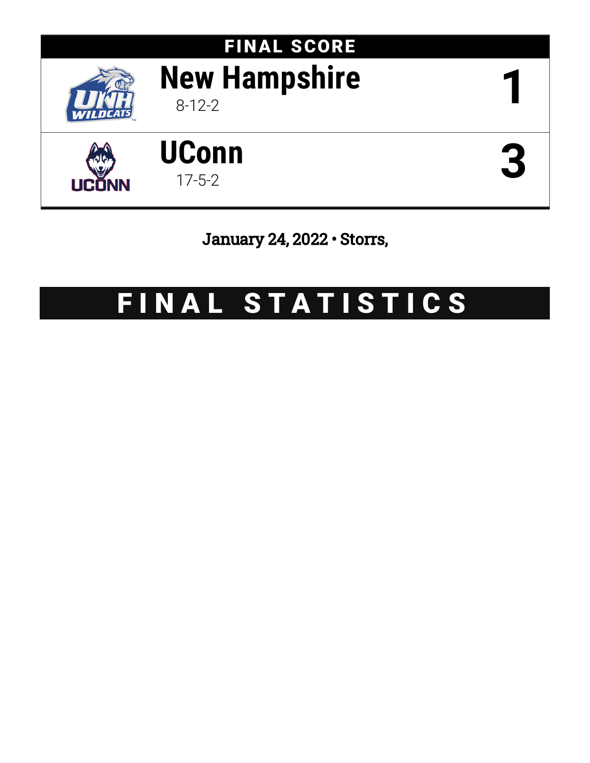# FINAL SCORE

| | Team | Record | Score |
|---|---|---|---|
| | **New Hampshire** | 8-12-2 | **1** |
| | **UConn** | 17-5-2 | **3** |

January 24, 2022 • Storrs,

# FINAL STATISTICS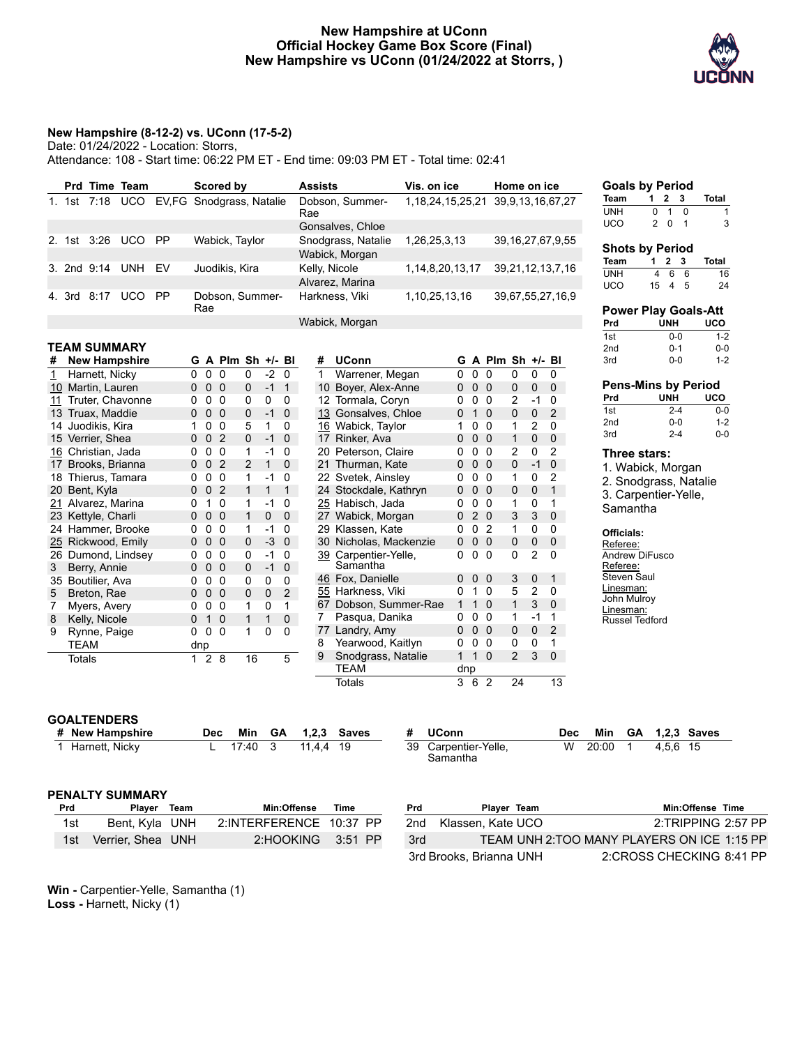# New Hampshire at UConn
## Official Hockey Game Box Score (Final)
## New Hampshire vs UConn (01/24/2022 at Storrs, )

**New Hampshire (8-12-2) vs. UConn (17-5-2)**

Date: 01/24/2022 - Location: Storrs,
Attendance: 108 - Start time: 06:22 PM ET - End time: 09:03 PM ET - Total time: 02:41

| | Prd | Time | Team | | Scored by | Assists | Vis. on ice | Home on ice |
|---|---|---|---|---|---|---|---|---|
| 1. | 1st | 7:18 | UCO | EV,FG | Snodgrass, Natalie | Dobson, Summer-Rae | 1,18,24,15,25,21 | 39,9,13,16,67,27 |
| | | | | | | Gonsalves, Chloe | | |
| 2. | 1st | 3:26 | UCO | PP | Wabick, Taylor | Snodgrass, Natalie | 1,26,25,3,13 | 39,16,27,67,9,55 |
| | | | | | | Wabick, Morgan | | |
| 3. | 2nd | 9:14 | UNH | EV | Juodikis, Kira | Kelly, Nicole | 1,14,8,20,13,17 | 39,21,12,13,7,16 |
| | | | | | | Alvarez, Marina | | |
| 4. | 3rd | 8:17 | UCO | PP | Dobson, Summer-Rae | Harkness, Viki | 1,10,25,13,16 | 39,67,55,27,16,9 |
| | | | | | | Wabick, Morgan | | |

### Goals by Period

| Team | 1 | 2 | 3 | Total |
|---|---|---|---|---|
| UNH | 0 | 1 | 0 | 1 |
| UCO | 2 | 0 | 1 | 3 |

### Shots by Period

| Team | 1 | 2 | 3 | Total |
|---|---|---|---|---|
| UNH | 4 | 6 | 6 | 16 |
| UCO | 15 | 4 | 5 | 24 |

### Power Play Goals-Att

| Prd | UNH | UCO |
|---|---|---|
| 1st | 0-0 | 1-2 |
| 2nd | 0-1 | 0-0 |
| 3rd | 0-0 | 1-2 |

### Pens-Mins by Period

| Prd | UNH | UCO |
|---|---|---|
| 1st | 2-4 | 0-0 |
| 2nd | 0-0 | 1-2 |
| 3rd | 2-4 | 0-0 |

### Three stars:
1. Wabick, Morgan
2. Snodgrass, Natalie
3. Carpentier-Yelle, Samantha

### Officials:
Referee:
Andrew DiFusco
Referee:
Steven Saul
Linesman:
John Mulroy
Linesman:
Russel Tedford

## TEAM SUMMARY

| # | New Hampshire | G | A | Plm | Sh | +/- | Bl |
|---|---|---|---|---|---|---|---|
| 1 | Harnett, Nicky | 0 | 0 | 0 | 0 | -2 | 0 |
| 10 | Martin, Lauren | 0 | 0 | 0 | 0 | -1 | 1 |
| 11 | Truter, Chavonne | 0 | 0 | 0 | 0 | 0 | 0 |
| 13 | Truax, Maddie | 0 | 0 | 0 | 0 | -1 | 0 |
| 14 | Juodikis, Kira | 1 | 0 | 0 | 5 | 1 | 0 |
| 15 | Verrier, Shea | 0 | 0 | 2 | 0 | -1 | 0 |
| 16 | Christian, Jada | 0 | 0 | 0 | 1 | -1 | 0 |
| 17 | Brooks, Brianna | 0 | 0 | 2 | 2 | 1 | 0 |
| 18 | Thierus, Tamara | 0 | 0 | 0 | 1 | -1 | 0 |
| 20 | Bent, Kyla | 0 | 0 | 2 | 1 | 1 | 1 |
| 21 | Alvarez, Marina | 0 | 1 | 0 | 1 | -1 | 0 |
| 23 | Kettyle, Charli | 0 | 0 | 0 | 1 | 0 | 0 |
| 24 | Hammer, Brooke | 0 | 0 | 0 | 1 | -1 | 0 |
| 25 | Rickwood, Emily | 0 | 0 | 0 | 0 | -3 | 0 |
| 26 | Dumond, Lindsey | 0 | 0 | 0 | 0 | -1 | 0 |
| 3 | Berry, Annie | 0 | 0 | 0 | 0 | -1 | 0 |
| 35 | Boutilier, Ava | 0 | 0 | 0 | 0 | 0 | 0 |
| 5 | Breton, Rae | 0 | 0 | 0 | 0 | 0 | 2 |
| 7 | Myers, Avery | 0 | 0 | 0 | 1 | 0 | 1 |
| 8 | Kelly, Nicole | 0 | 1 | 0 | 1 | 1 | 0 |
| 9 | Rynne, Paige | 0 | 0 | 0 | 1 | 0 | 0 |
| | TEAM | dnp | | | | | |
| | Totals | 1 | 2 | 8 | 16 | | 5 |

| # | UConn | G | A | Plm | Sh | +/- | Bl |
|---|---|---|---|---|---|---|---|
| 1 | Warrener, Megan | 0 | 0 | 0 | 0 | 0 | 0 |
| 10 | Boyer, Alex-Anne | 0 | 0 | 0 | 0 | 0 | 0 |
| 12 | Tormala, Coryn | 0 | 0 | 0 | 2 | -1 | 0 |
| 13 | Gonsalves, Chloe | 0 | 1 | 0 | 0 | 0 | 2 |
| 16 | Wabick, Taylor | 1 | 0 | 0 | 1 | 2 | 0 |
| 17 | Rinker, Ava | 0 | 0 | 0 | 1 | 0 | 0 |
| 20 | Peterson, Claire | 0 | 0 | 0 | 2 | 0 | 2 |
| 21 | Thurman, Kate | 0 | 0 | 0 | 0 | -1 | 0 |
| 22 | Svetek, Ainsley | 0 | 0 | 0 | 1 | 0 | 2 |
| 24 | Stockdale, Kathryn | 0 | 0 | 0 | 0 | 0 | 1 |
| 25 | Habisch, Jada | 0 | 0 | 0 | 1 | 0 | 1 |
| 27 | Wabick, Morgan | 0 | 2 | 0 | 3 | 3 | 0 |
| 29 | Klassen, Kate | 0 | 0 | 2 | 1 | 0 | 0 |
| 30 | Nicholas, Mackenzie | 0 | 0 | 0 | 0 | 0 | 0 |
| 39 | Carpentier-Yelle, Samantha | 0 | 0 | 0 | 0 | 2 | 0 |
| 46 | Fox, Danielle | 0 | 0 | 0 | 3 | 0 | 1 |
| 55 | Harkness, Viki | 0 | 1 | 0 | 5 | 2 | 0 |
| 67 | Dobson, Summer-Rae | 1 | 1 | 0 | 1 | 3 | 0 |
| 7 | Pasqua, Danika | 0 | 0 | 0 | 1 | -1 | 1 |
| 77 | Landry, Amy | 0 | 0 | 0 | 0 | 0 | 2 |
| 8 | Yearwood, Kaitlyn | 0 | 0 | 0 | 0 | 0 | 1 |
| 9 | Snodgrass, Natalie | 1 | 1 | 0 | 2 | 3 | 0 |
| | TEAM | dnp | | | | | |
| | Totals | 3 | 6 | 2 | 24 | | 13 |

## GOALTENDERS

| # | New Hampshire | Dec | Min | GA | 1,2,3 | Saves |
|---|---|---|---|---|---|---|
| 1 | Harnett, Nicky | L | 17:40 | 3 | 11,4,4 | 19 |

| # | UConn | Dec | Min | GA | 1,2,3 | Saves |
|---|---|---|---|---|---|---|
| 39 | Carpentier-Yelle, Samantha | W | 20:00 | 1 | 4,5,6 | 15 |

## PENALTY SUMMARY

| Prd | Player | Team | Min:Offense | Time |
|---|---|---|---|---|
| 1st | Bent, Kyla | UNH | 2:INTERFERENCE | 10:37 PP |
| 1st | Verrier, Shea | UNH | 2:HOOKING | 3:51 PP |
| 2nd | Klassen, Kate | UCO | 2:TRIPPING | 2:57 PP |
| 3rd | TEAM | UNH | 2:TOO MANY PLAYERS ON ICE | 1:15 PP |
| 3rd | Brooks, Brianna | UNH | 2:CROSS CHECKING | 8:41 PP |

**Win -** Carpentier-Yelle, Samantha (1)
**Loss -** Harnett, Nicky (1)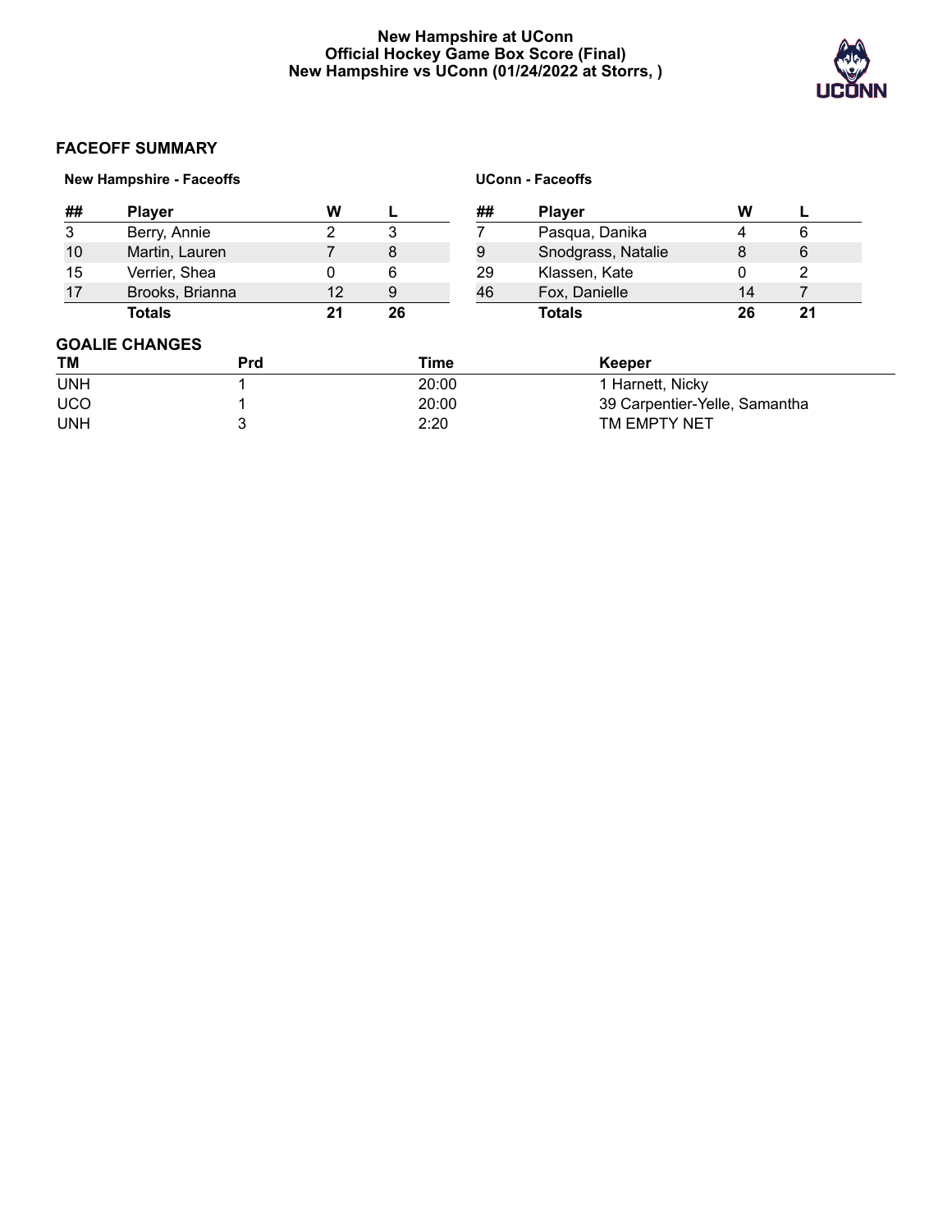**New Hampshire at UConn**
**Official Hockey Game Box Score (Final)**
**New Hampshire vs UConn (01/24/2022 at Storrs, )**

## FACEOFF SUMMARY

### New Hampshire - Faceoffs

| ## | Player | W | L |
|---|---|---|---|
| 3 | Berry, Annie | 2 | 3 |
| 10 | Martin, Lauren | 7 | 8 |
| 15 | Verrier, Shea | 0 | 6 |
| 17 | Brooks, Brianna | 12 | 9 |
| | **Totals** | **21** | **26** |

### UConn - Faceoffs

| ## | Player | W | L |
|---|---|---|---|
| 7 | Pasqua, Danika | 4 | 6 |
| 9 | Snodgrass, Natalie | 8 | 6 |
| 29 | Klassen, Kate | 0 | 2 |
| 46 | Fox, Danielle | 14 | 7 |
| | **Totals** | **26** | **21** |

## GOALIE CHANGES

| TM | Prd | Time | Keeper |
|---|---|---|---|
| UNH | 1 | 20:00 | 1 Harnett, Nicky |
| UCO | 1 | 20:00 | 39 Carpentier-Yelle, Samantha |
| UNH | 3 | 2:20 | TM EMPTY NET |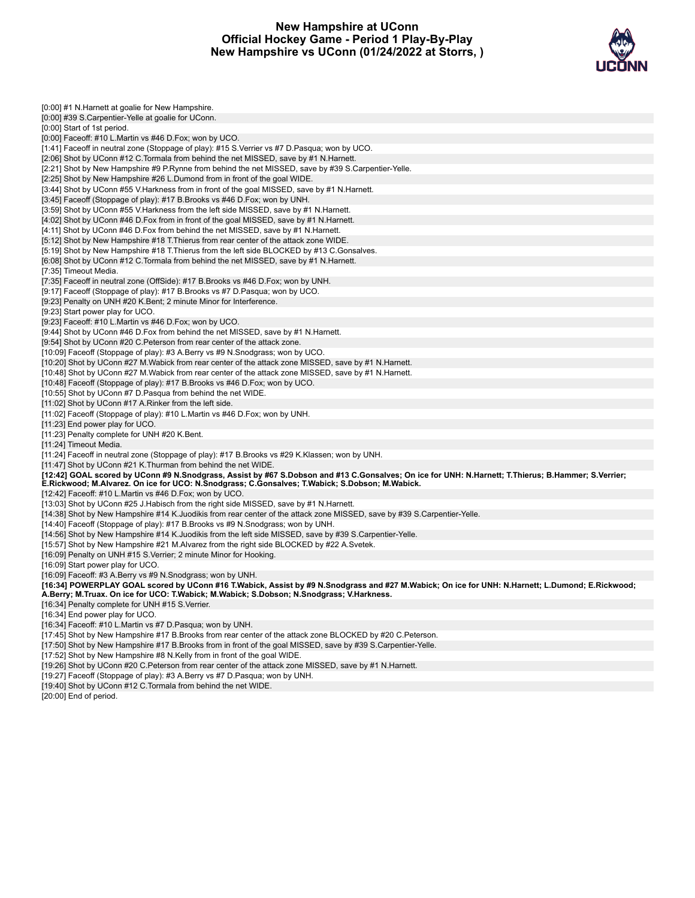# New Hampshire at UConn
## Official Hockey Game - Period 1 Play-By-Play
## New Hampshire vs UConn (01/24/2022 at Storrs, )

[0:00] #1 N.Harnett at goalie for New Hampshire.
[0:00] #39 S.Carpentier-Yelle at goalie for UConn.
[0:00] Start of 1st period.
[0:00] Faceoff: #10 L.Martin vs #46 D.Fox; won by UCO.
[1:41] Faceoff in neutral zone (Stoppage of play): #15 S.Verrier vs #7 D.Pasqua; won by UCO.
[2:06] Shot by UConn #12 C.Tormala from behind the net MISSED, save by #1 N.Harnett.
[2:21] Shot by New Hampshire #9 P.Rynne from behind the net MISSED, save by #39 S.Carpentier-Yelle.
[2:25] Shot by New Hampshire #26 L.Dumond from in front of the goal WIDE.
[3:44] Shot by UConn #55 V.Harkness from in front of the goal MISSED, save by #1 N.Harnett.
[3:45] Faceoff (Stoppage of play): #17 B.Brooks vs #46 D.Fox; won by UNH.
[3:59] Shot by UConn #55 V.Harkness from the left side MISSED, save by #1 N.Harnett.
[4:02] Shot by UConn #46 D.Fox from in front of the goal MISSED, save by #1 N.Harnett.
[4:11] Shot by UConn #46 D.Fox from behind the net MISSED, save by #1 N.Harnett.
[5:12] Shot by New Hampshire #18 T.Thierus from rear center of the attack zone WIDE.
[5:19] Shot by New Hampshire #18 T.Thierus from the left side BLOCKED by #13 C.Gonsalves.
[6:08] Shot by UConn #12 C.Tormala from behind the net MISSED, save by #1 N.Harnett.
[7:35] Timeout Media.
[7:35] Faceoff in neutral zone (OffSide): #17 B.Brooks vs #46 D.Fox; won by UNH.
[9:17] Faceoff (Stoppage of play): #17 B.Brooks vs #7 D.Pasqua; won by UCO.
[9:23] Penalty on UNH #20 K.Bent; 2 minute Minor for Interference.
[9:23] Start power play for UCO.
[9:23] Faceoff: #10 L.Martin vs #46 D.Fox; won by UCO.
[9:44] Shot by UConn #46 D.Fox from behind the net MISSED, save by #1 N.Harnett.
[9:54] Shot by UConn #20 C.Peterson from rear center of the attack zone.
[10:09] Faceoff (Stoppage of play): #3 A.Berry vs #9 N.Snodgrass; won by UCO.
[10:20] Shot by UConn #27 M.Wabick from rear center of the attack zone MISSED, save by #1 N.Harnett.
[10:48] Shot by UConn #27 M.Wabick from rear center of the attack zone MISSED, save by #1 N.Harnett.
[10:48] Faceoff (Stoppage of play): #17 B.Brooks vs #46 D.Fox; won by UCO.
[10:55] Shot by UConn #7 D.Pasqua from behind the net WIDE.
[11:02] Shot by UConn #17 A.Rinker from the left side.
[11:02] Faceoff (Stoppage of play): #10 L.Martin vs #46 D.Fox; won by UNH.
[11:23] End power play for UCO.
[11:23] Penalty complete for UNH #20 K.Bent.
[11:24] Timeout Media.
[11:24] Faceoff in neutral zone (Stoppage of play): #17 B.Brooks vs #29 K.Klassen; won by UNH.
[11:47] Shot by UConn #21 K.Thurman from behind the net WIDE.
**[12:42] GOAL scored by UConn #9 N.Snodgrass, Assist by #67 S.Dobson and #13 C.Gonsalves; On ice for UNH: N.Harnett; T.Thierus; B.Hammer; S.Verrier; E.Rickwood; M.Alvarez. On ice for UCO: N.Snodgrass; C.Gonsalves; T.Wabick; S.Dobson; M.Wabick.**
[12:42] Faceoff: #10 L.Martin vs #46 D.Fox; won by UCO.
[13:03] Shot by UConn #25 J.Habisch from the right side MISSED, save by #1 N.Harnett.
[14:38] Shot by New Hampshire #14 K.Juodikis from rear center of the attack zone MISSED, save by #39 S.Carpentier-Yelle.
[14:40] Faceoff (Stoppage of play): #17 B.Brooks vs #9 N.Snodgrass; won by UNH.
[14:56] Shot by New Hampshire #14 K.Juodikis from the left side MISSED, save by #39 S.Carpentier-Yelle.
[15:57] Shot by New Hampshire #21 M.Alvarez from the right side BLOCKED by #22 A.Svetek.
[16:09] Penalty on UNH #15 S.Verrier; 2 minute Minor for Hooking.
[16:09] Start power play for UCO.
[16:09] Faceoff: #3 A.Berry vs #9 N.Snodgrass; won by UNH.
**[16:34] POWERPLAY GOAL scored by UConn #16 T.Wabick, Assist by #9 N.Snodgrass and #27 M.Wabick; On ice for UNH: N.Harnett; L.Dumond; E.Rickwood; A.Berry; M.Truax. On ice for UCO: T.Wabick; M.Wabick; S.Dobson; N.Snodgrass; V.Harkness.**
[16:34] Penalty complete for UNH #15 S.Verrier.
[16:34] End power play for UCO.
[16:34] Faceoff: #10 L.Martin vs #7 D.Pasqua; won by UNH.
[17:45] Shot by New Hampshire #17 B.Brooks from rear center of the attack zone BLOCKED by #20 C.Peterson.
[17:50] Shot by New Hampshire #17 B.Brooks from in front of the goal MISSED, save by #39 S.Carpentier-Yelle.
[17:52] Shot by New Hampshire #8 N.Kelly from in front of the goal WIDE.
[19:26] Shot by UConn #20 C.Peterson from rear center of the attack zone MISSED, save by #1 N.Harnett.
[19:27] Faceoff (Stoppage of play): #3 A.Berry vs #7 D.Pasqua; won by UNH.
[19:40] Shot by UConn #12 C.Tormala from behind the net WIDE.
[20:00] End of period.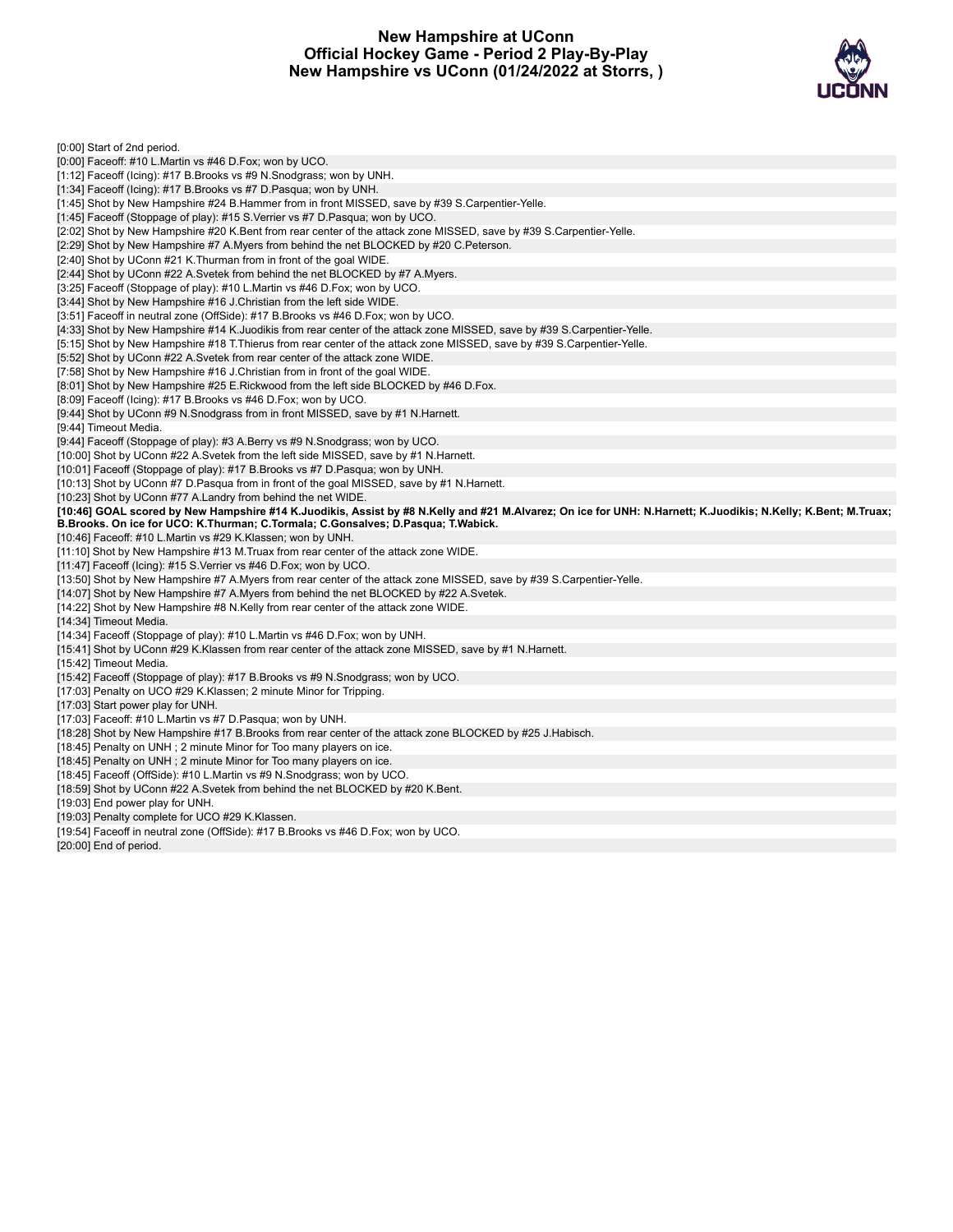# New Hampshire at UConn
## Official Hockey Game - Period 2 Play-By-Play
## New Hampshire vs UConn (01/24/2022 at Storrs, )

[0:00] Start of 2nd period.
[0:00] Faceoff: #10 L.Martin vs #46 D.Fox; won by UCO.
[1:12] Faceoff (Icing): #17 B.Brooks vs #9 N.Snodgrass; won by UNH.
[1:34] Faceoff (Icing): #17 B.Brooks vs #7 D.Pasqua; won by UNH.
[1:45] Shot by New Hampshire #24 B.Hammer from in front MISSED, save by #39 S.Carpentier-Yelle.
[1:45] Faceoff (Stoppage of play): #15 S.Verrier vs #7 D.Pasqua; won by UCO.
[2:02] Shot by New Hampshire #20 K.Bent from rear center of the attack zone MISSED, save by #39 S.Carpentier-Yelle.
[2:29] Shot by New Hampshire #7 A.Myers from behind the net BLOCKED by #20 C.Peterson.
[2:40] Shot by UConn #21 K.Thurman from in front of the goal WIDE.
[2:44] Shot by UConn #22 A.Svetek from behind the net BLOCKED by #7 A.Myers.
[3:25] Faceoff (Stoppage of play): #10 L.Martin vs #46 D.Fox; won by UCO.
[3:44] Shot by New Hampshire #16 J.Christian from the left side WIDE.
[3:51] Faceoff in neutral zone (OffSide): #17 B.Brooks vs #46 D.Fox; won by UCO.
[4:33] Shot by New Hampshire #14 K.Juodikis from rear center of the attack zone MISSED, save by #39 S.Carpentier-Yelle.
[5:15] Shot by New Hampshire #18 T.Thierus from rear center of the attack zone MISSED, save by #39 S.Carpentier-Yelle.
[5:52] Shot by UConn #22 A.Svetek from rear center of the attack zone WIDE.
[7:58] Shot by New Hampshire #16 J.Christian from in front of the goal WIDE.
[8:01] Shot by New Hampshire #25 E.Rickwood from the left side BLOCKED by #46 D.Fox.
[8:09] Faceoff (Icing): #17 B.Brooks vs #46 D.Fox; won by UCO.
[9:44] Shot by UConn #9 N.Snodgrass from in front MISSED, save by #1 N.Harnett.
[9:44] Timeout Media.
[9:44] Faceoff (Stoppage of play): #3 A.Berry vs #9 N.Snodgrass; won by UCO.
[10:00] Shot by UConn #22 A.Svetek from the left side MISSED, save by #1 N.Harnett.
[10:01] Faceoff (Stoppage of play): #17 B.Brooks vs #7 D.Pasqua; won by UNH.
[10:13] Shot by UConn #7 D.Pasqua from in front of the goal MISSED, save by #1 N.Harnett.
[10:23] Shot by UConn #77 A.Landry from behind the net WIDE.
**[10:46] GOAL scored by New Hampshire #14 K.Juodikis, Assist by #8 N.Kelly and #21 M.Alvarez; On ice for UNH: N.Harnett; K.Juodikis; N.Kelly; K.Bent; M.Truax; B.Brooks. On ice for UCO: K.Thurman; C.Tormala; C.Gonsalves; D.Pasqua; T.Wabick.**
[10:46] Faceoff: #10 L.Martin vs #29 K.Klassen; won by UNH.
[11:10] Shot by New Hampshire #13 M.Truax from rear center of the attack zone WIDE.
[11:47] Faceoff (Icing): #15 S.Verrier vs #46 D.Fox; won by UCO.
[13:50] Shot by New Hampshire #7 A.Myers from rear center of the attack zone MISSED, save by #39 S.Carpentier-Yelle.
[14:07] Shot by New Hampshire #7 A.Myers from behind the net BLOCKED by #22 A.Svetek.
[14:22] Shot by New Hampshire #8 N.Kelly from rear center of the attack zone WIDE.
[14:34] Timeout Media.
[14:34] Faceoff (Stoppage of play): #10 L.Martin vs #46 D.Fox; won by UNH.
[15:41] Shot by UConn #29 K.Klassen from rear center of the attack zone MISSED, save by #1 N.Harnett.
[15:42] Timeout Media.
[15:42] Faceoff (Stoppage of play): #17 B.Brooks vs #9 N.Snodgrass; won by UCO.
[17:03] Penalty on UCO #29 K.Klassen; 2 minute Minor for Tripping.
[17:03] Start power play for UNH.
[17:03] Faceoff: #10 L.Martin vs #7 D.Pasqua; won by UNH.
[18:28] Shot by New Hampshire #17 B.Brooks from rear center of the attack zone BLOCKED by #25 J.Habisch.
[18:45] Penalty on UNH ; 2 minute Minor for Too many players on ice.
[18:45] Penalty on UNH ; 2 minute Minor for Too many players on ice.
[18:45] Faceoff (OffSide): #10 L.Martin vs #9 N.Snodgrass; won by UCO.
[18:59] Shot by UConn #22 A.Svetek from behind the net BLOCKED by #20 K.Bent.
[19:03] End power play for UNH.
[19:03] Penalty complete for UCO #29 K.Klassen.
[19:54] Faceoff in neutral zone (OffSide): #17 B.Brooks vs #46 D.Fox; won by UCO.
[20:00] End of period.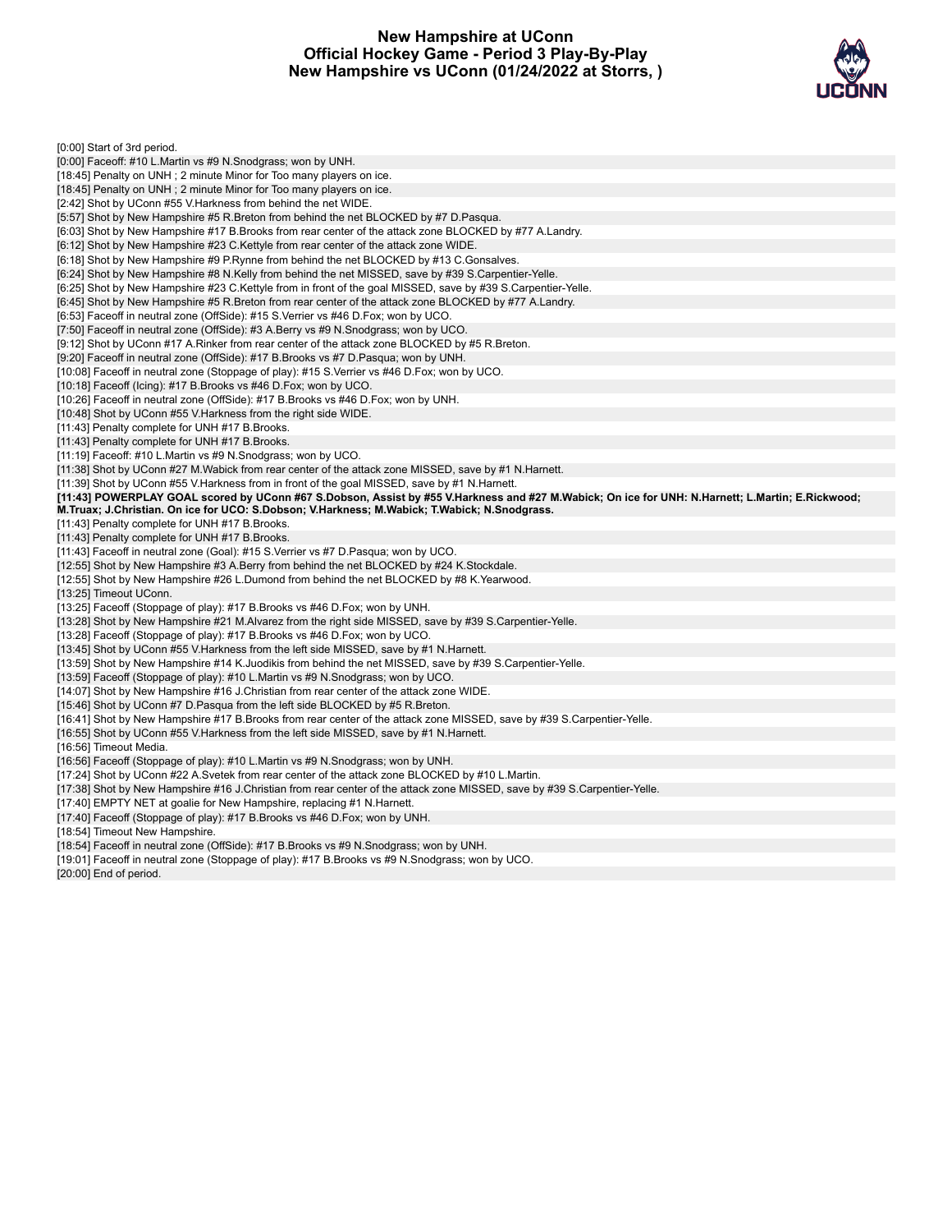# New Hampshire at UConn
## Official Hockey Game - Period 3 Play-By-Play
## New Hampshire vs UConn (01/24/2022 at Storrs, )

[0:00] Start of 3rd period.
[0:00] Faceoff: #10 L.Martin vs #9 N.Snodgrass; won by UNH.
[18:45] Penalty on UNH ; 2 minute Minor for Too many players on ice.
[18:45] Penalty on UNH ; 2 minute Minor for Too many players on ice.
[2:42] Shot by UConn #55 V.Harkness from behind the net WIDE.
[5:57] Shot by New Hampshire #5 R.Breton from behind the net BLOCKED by #7 D.Pasqua.
[6:03] Shot by New Hampshire #17 B.Brooks from rear center of the attack zone BLOCKED by #77 A.Landry.
[6:12] Shot by New Hampshire #23 C.Kettyle from rear center of the attack zone WIDE.
[6:18] Shot by New Hampshire #9 P.Rynne from behind the net BLOCKED by #13 C.Gonsalves.
[6:24] Shot by New Hampshire #8 N.Kelly from behind the net MISSED, save by #39 S.Carpentier-Yelle.
[6:25] Shot by New Hampshire #23 C.Kettyle from in front of the goal MISSED, save by #39 S.Carpentier-Yelle.
[6:45] Shot by New Hampshire #5 R.Breton from rear center of the attack zone BLOCKED by #77 A.Landry.
[6:53] Faceoff in neutral zone (OffSide): #15 S.Verrier vs #46 D.Fox; won by UCO.
[7:50] Faceoff in neutral zone (OffSide): #3 A.Berry vs #9 N.Snodgrass; won by UCO.
[9:12] Shot by UConn #17 A.Rinker from rear center of the attack zone BLOCKED by #5 R.Breton.
[9:20] Faceoff in neutral zone (OffSide): #17 B.Brooks vs #7 D.Pasqua; won by UNH.
[10:08] Faceoff in neutral zone (Stoppage of play): #15 S.Verrier vs #46 D.Fox; won by UCO.
[10:18] Faceoff (Icing): #17 B.Brooks vs #46 D.Fox; won by UCO.
[10:26] Faceoff in neutral zone (OffSide): #17 B.Brooks vs #46 D.Fox; won by UNH.
[10:48] Shot by UConn #55 V.Harkness from the right side WIDE.
[11:43] Penalty complete for UNH #17 B.Brooks.
[11:43] Penalty complete for UNH #17 B.Brooks.
[11:19] Faceoff: #10 L.Martin vs #9 N.Snodgrass; won by UCO.
[11:38] Shot by UConn #27 M.Wabick from rear center of the attack zone MISSED, save by #1 N.Harnett.
[11:39] Shot by UConn #55 V.Harkness from in front of the goal MISSED, save by #1 N.Harnett.
**[11:43] POWERPLAY GOAL scored by UConn #67 S.Dobson, Assist by #55 V.Harkness and #27 M.Wabick; On ice for UNH: N.Harnett; L.Martin; E.Rickwood; M.Truax; J.Christian. On ice for UCO: S.Dobson; V.Harkness; M.Wabick; T.Wabick; N.Snodgrass.**
[11:43] Penalty complete for UNH #17 B.Brooks.
[11:43] Penalty complete for UNH #17 B.Brooks.
[11:43] Faceoff in neutral zone (Goal): #15 S.Verrier vs #7 D.Pasqua; won by UCO.
[12:55] Shot by New Hampshire #3 A.Berry from behind the net BLOCKED by #24 K.Stockdale.
[12:55] Shot by New Hampshire #26 L.Dumond from behind the net BLOCKED by #8 K.Yearwood.
[13:25] Timeout UConn.
[13:25] Faceoff (Stoppage of play): #17 B.Brooks vs #46 D.Fox; won by UNH.
[13:28] Shot by New Hampshire #21 M.Alvarez from the right side MISSED, save by #39 S.Carpentier-Yelle.
[13:28] Faceoff (Stoppage of play): #17 B.Brooks vs #46 D.Fox; won by UCO.
[13:45] Shot by UConn #55 V.Harkness from the left side MISSED, save by #1 N.Harnett.
[13:59] Shot by New Hampshire #14 K.Juodikis from behind the net MISSED, save by #39 S.Carpentier-Yelle.
[13:59] Faceoff (Stoppage of play): #10 L.Martin vs #9 N.Snodgrass; won by UCO.
[14:07] Shot by New Hampshire #16 J.Christian from rear center of the attack zone WIDE.
[15:46] Shot by UConn #7 D.Pasqua from the left side BLOCKED by #5 R.Breton.
[16:41] Shot by New Hampshire #17 B.Brooks from rear center of the attack zone MISSED, save by #39 S.Carpentier-Yelle.
[16:55] Shot by UConn #55 V.Harkness from the left side MISSED, save by #1 N.Harnett.
[16:56] Timeout Media.
[16:56] Faceoff (Stoppage of play): #10 L.Martin vs #9 N.Snodgrass; won by UNH.
[17:24] Shot by UConn #22 A.Svetek from rear center of the attack zone BLOCKED by #10 L.Martin.
[17:38] Shot by New Hampshire #16 J.Christian from rear center of the attack zone MISSED, save by #39 S.Carpentier-Yelle.
[17:40] EMPTY NET at goalie for New Hampshire, replacing #1 N.Harnett.
[17:40] Faceoff (Stoppage of play): #17 B.Brooks vs #46 D.Fox; won by UNH.
[18:54] Timeout New Hampshire.
[18:54] Faceoff in neutral zone (OffSide): #17 B.Brooks vs #9 N.Snodgrass; won by UNH.
[19:01] Faceoff in neutral zone (Stoppage of play): #17 B.Brooks vs #9 N.Snodgrass; won by UCO.
[20:00] End of period.